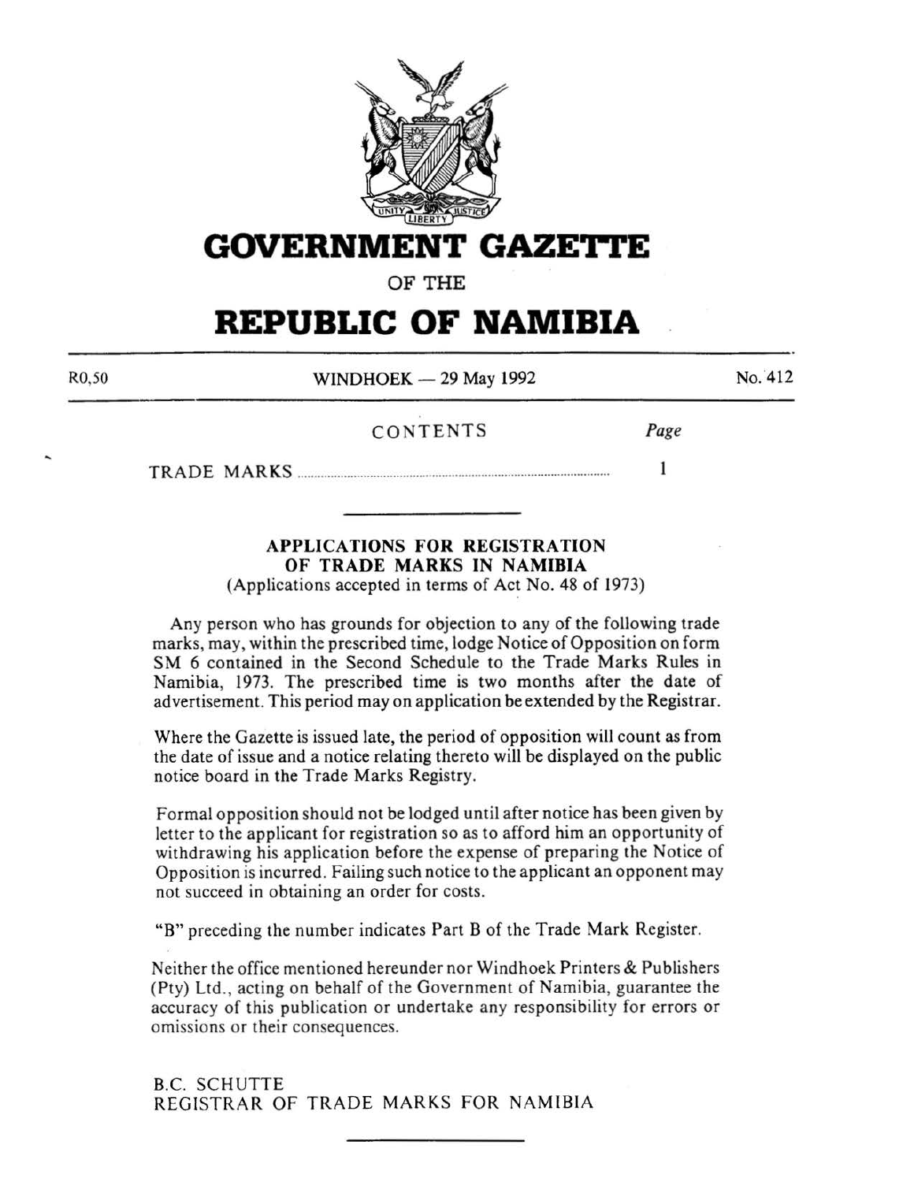# GOVERNMENT GAZETTE

OF THE

# REPUBLIC OF NAMIBIA

R0,50 WINDHOEK — 29 May 1992 No. 412

CONTENTS *Page*

TRADE MARKS ............................................................ 1

---

## APPLICATIONS FOR REGISTRATION OF TRADE MARKS IN NAMIBIA

(Applications accepted in terms of Act No. 48 of 1973)

Any person who has grounds for objection to any of the following trade marks, may, within the prescribed time, lodge Notice of Opposition on form SM 6 contained in the Second Schedule to the Trade Marks Rules in Namibia, 1973. The prescribed time is two months after the date of advertisement. This period may on application be extended by the Registrar.

Where the Gazette is issued late, the period of opposition will count as from the date of issue and a notice relating thereto will be displayed on the public notice board in the Trade Marks Registry.

Formal opposition should not be lodged until after notice has been given by letter to the applicant for registration so as to afford him an opportunity of withdrawing his application before the expense of preparing the Notice of Opposition is incurred. Failing such notice to the applicant an opponent may not succeed in obtaining an order for costs.

"B" preceding the number indicates Part B of the Trade Mark Register.

Neither the office mentioned hereunder nor Windhoek Printers & Publishers (Pty) Ltd., acting on behalf of the Government of Namibia, guarantee the accuracy of this publication or undertake any responsibility for errors or omissions or their consequences.

B.C. SCHUTTE
REGISTRAR OF TRADE MARKS FOR NAMIBIA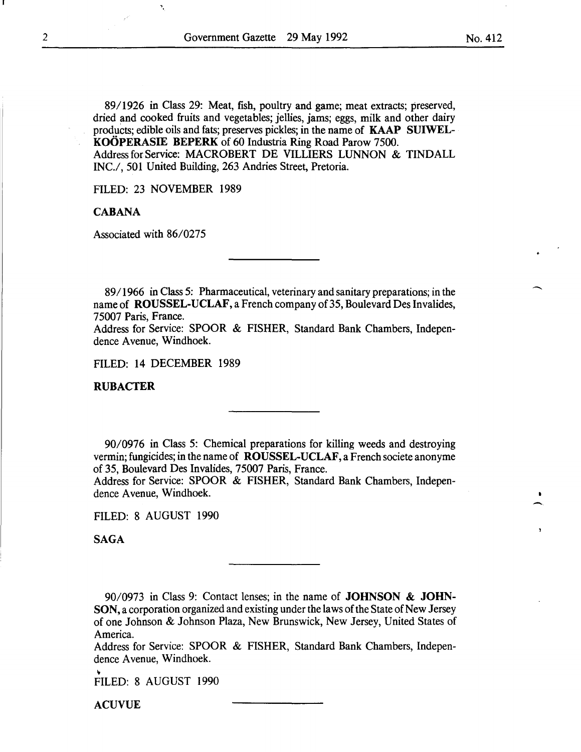89/1926 in Class 29: Meat, fish, poultry and game; meat extracts; preserved, dried and cooked fruits and vegetables; jellies, jams; eggs, milk and other dairy products; edible oils and fats; preserves pickles; in the name of **KAAP SUIWEL-KOÖPERASIE BEPERK** of 60 Industria Ring Road Parow 7500.
Address for Service: MACROBERT DE VILLIERS LUNNON & TINDALL INC./, 501 United Building, 263 Andries Street, Pretoria.

FILED: 23 NOVEMBER 1989

**CABANA**

Associated with 86/0275

---

89/1966 in Class 5: Pharmaceutical, veterinary and sanitary preparations; in the name of **ROUSSEL-UCLAF**, a French company of 35, Boulevard Des Invalides, 75007 Paris, France.
Address for Service: SPOOR & FISHER, Standard Bank Chambers, Independence Avenue, Windhoek.

FILED: 14 DECEMBER 1989

**RUBACTER**

---

90/0976 in Class 5: Chemical preparations for killing weeds and destroying vermin; fungicides; in the name of **ROUSSEL-UCLAF**, a French societe anonyme of 35, Boulevard Des Invalides, 75007 Paris, France.
Address for Service: SPOOR & FISHER, Standard Bank Chambers, Independence Avenue, Windhoek.

FILED: 8 AUGUST 1990

**SAGA**

---

90/0973 in Class 9: Contact lenses; in the name of **JOHNSON & JOHNSON**, a corporation organized and existing under the laws of the State of New Jersey of one Johnson & Johnson Plaza, New Brunswick, New Jersey, United States of America.
Address for Service: SPOOR & FISHER, Standard Bank Chambers, Independence Avenue, Windhoek.

FILED: 8 AUGUST 1990

**ACUVUE**

---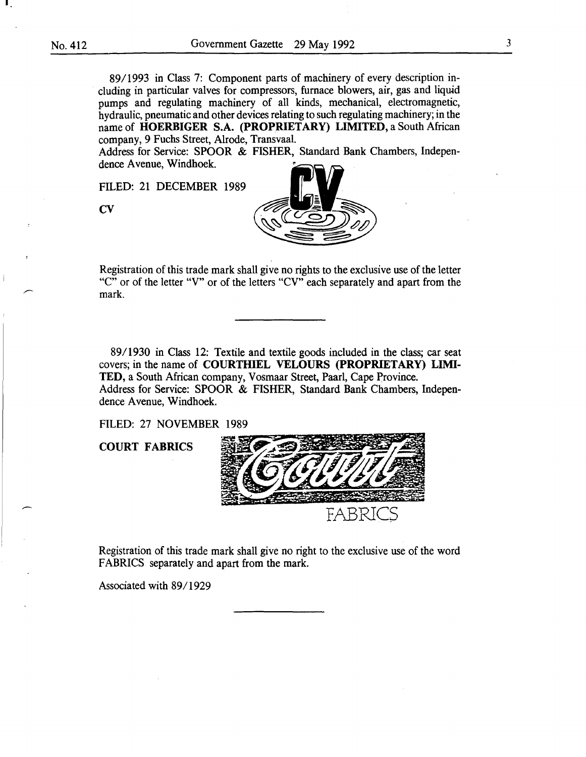89/1993 in Class 7: Component parts of machinery of every description including in particular valves for compressors, furnace blowers, air, gas and liquid pumps and regulating machinery of all kinds, mechanical, electromagnetic, hydraulic, pneumatic and other devices relating to such regulating machinery; in the name of **HOERBIGER S.A. (PROPRIETARY) LIMITED,** a South African company, 9 Fuchs Street, Alrode, Transvaal.
Address for Service: SPOOR & FISHER, Standard Bank Chambers, Independence Avenue, Windhoek.

FILED: 21 DECEMBER 1989

**CV**

Registration of this trade mark shall give no rights to the exclusive use of the letter "C" or of the letter "V" or of the letters "CV" each separately and apart from the mark.

---

89/1930 in Class 12: Textile and textile goods included in the class; car seat covers; in the name of **COURTHIEL VELOURS (PROPRIETARY) LIMITED,** a South African company, Vosmaar Street, Paarl, Cape Province.
Address for Service: SPOOR & FISHER, Standard Bank Chambers, Independence Avenue, Windhoek.

FILED: 27 NOVEMBER 1989

**COURT FABRICS**

Registration of this trade mark shall give no right to the exclusive use of the word FABRICS separately and apart from the mark.

Associated with 89/1929

---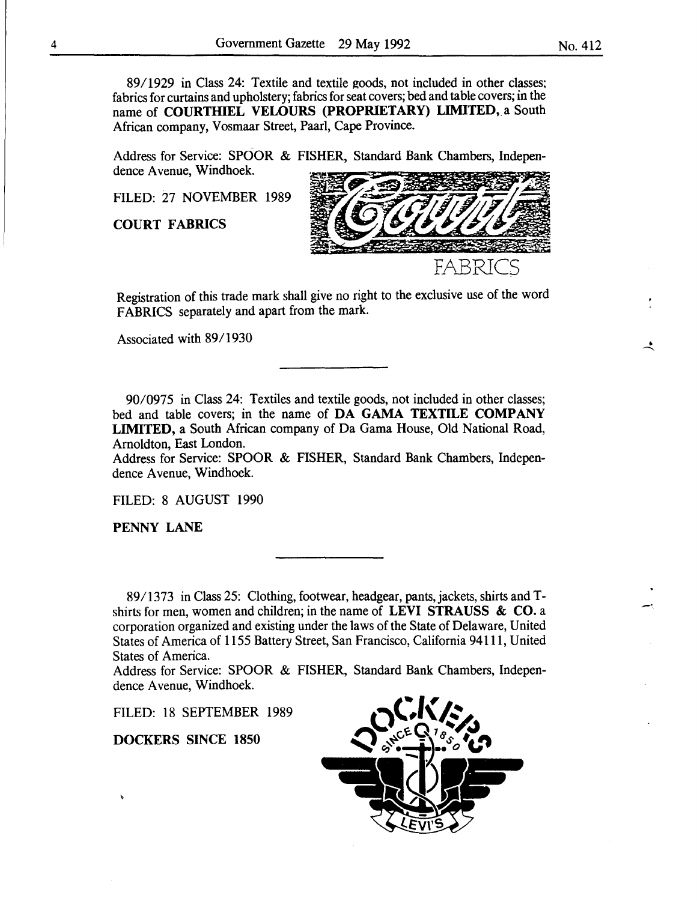89/1929 in Class 24: Textile and textile goods, not included in other classes; fabrics for curtains and upholstery; fabrics for seat covers; bed and table covers; in the name of **COURTHIEL VELOURS (PROPRIETARY) LIMITED**, a South African company, Vosmaar Street, Paarl, Cape Province.

Address for Service: SPOOR & FISHER, Standard Bank Chambers, Independence Avenue, Windhoek.

FILED: 27 NOVEMBER 1989

**COURT FABRICS**

Registration of this trade mark shall give no right to the exclusive use of the word FABRICS separately and apart from the mark.

Associated with 89/1930

---

90/0975 in Class 24: Textiles and textile goods, not included in other classes; bed and table covers; in the name of **DA GAMA TEXTILE COMPANY LIMITED**, a South African company of Da Gama House, Old National Road, Arnoldton, East London.

Address for Service: SPOOR & FISHER, Standard Bank Chambers, Independence Avenue, Windhoek.

FILED: 8 AUGUST 1990

**PENNY LANE**

---

89/1373 in Class 25: Clothing, footwear, headgear, pants, jackets, shirts and T-shirts for men, women and children; in the name of **LEVI STRAUSS & CO.** a corporation organized and existing under the laws of the State of Delaware, United States of America of 1155 Battery Street, San Francisco, California 94111, United States of America.

Address for Service: SPOOR & FISHER, Standard Bank Chambers, Independence Avenue, Windhoek.

FILED: 18 SEPTEMBER 1989

**DOCKERS SINCE 1850**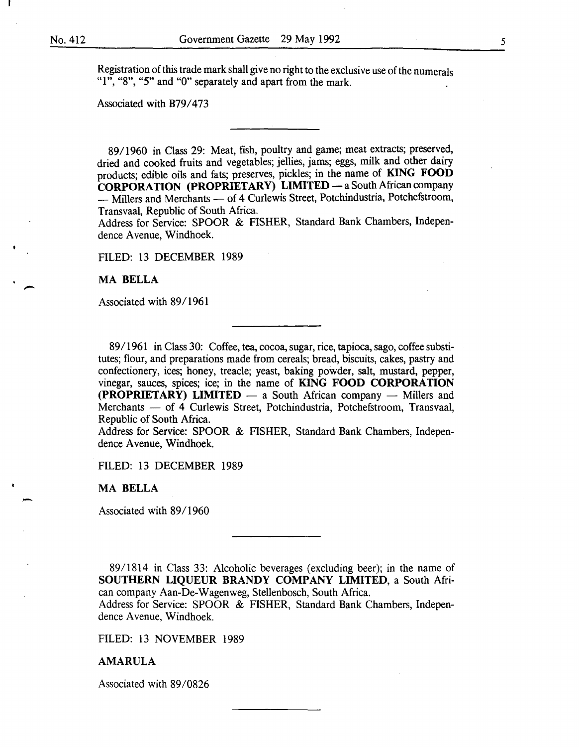Registration of this trade mark shall give no right to the exclusive use of the numerals "1", "8", "5" and "0" separately and apart from the mark.

Associated with B79/473

---

89/1960 in Class 29: Meat, fish, poultry and game; meat extracts; preserved, dried and cooked fruits and vegetables; jellies, jams; eggs, milk and other dairy products; edible oils and fats; preserves, pickles; in the name of **KING FOOD CORPORATION (PROPRIETARY) LIMITED** — a South African company — Millers and Merchants — of 4 Curlewis Street, Potchindustria, Potchefstroom, Transvaal, Republic of South Africa.
Address for Service: SPOOR & FISHER, Standard Bank Chambers, Independence Avenue, Windhoek.

FILED: 13 DECEMBER 1989

**MA BELLA**

Associated with 89/1961

---

89/1961 in Class 30: Coffee, tea, cocoa, sugar, rice, tapioca, sago, coffee substitutes; flour, and preparations made from cereals; bread, biscuits, cakes, pastry and confectionery, ices; honey, treacle; yeast, baking powder, salt, mustard, pepper, vinegar, sauces, spices; ice; in the name of **KING FOOD CORPORATION (PROPRIETARY) LIMITED** — a South African company — Millers and Merchants — of 4 Curlewis Street, Potchindustria, Potchefstroom, Transvaal, Republic of South Africa.
Address for Service: SPOOR & FISHER, Standard Bank Chambers, Independence Avenue, Windhoek.

FILED: 13 DECEMBER 1989

**MA BELLA**

Associated with 89/1960

---

89/1814 in Class 33: Alcoholic beverages (excluding beer); in the name of **SOUTHERN LIQUEUR BRANDY COMPANY LIMITED**, a South African company Aan-De-Wagenweg, Stellenbosch, South Africa.
Address for Service: SPOOR & FISHER, Standard Bank Chambers, Independence Avenue, Windhoek.

FILED: 13 NOVEMBER 1989

**AMARULA**

Associated with 89/0826

---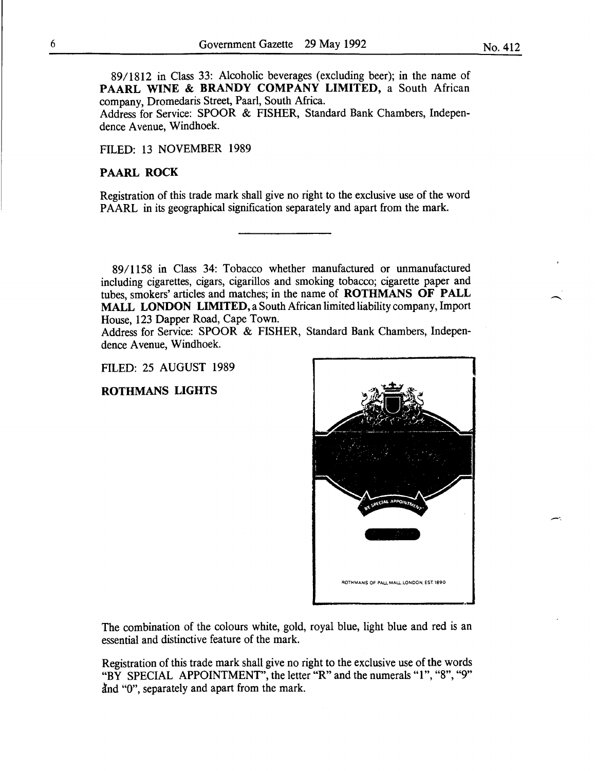89/1812 in Class 33: Alcoholic beverages (excluding beer); in the name of **PAARL WINE & BRANDY COMPANY LIMITED,** a South African company, Dromedaris Street, Paarl, South Africa.
Address for Service: SPOOR & FISHER, Standard Bank Chambers, Independence Avenue, Windhoek.

FILED: 13 NOVEMBER 1989

**PAARL ROCK**

Registration of this trade mark shall give no right to the exclusive use of the word PAARL in its geographical signification separately and apart from the mark.

---

89/1158 in Class 34: Tobacco whether manufactured or unmanufactured including cigarettes, cigars, cigarillos and smoking tobacco; cigarette paper and tubes, smokers' articles and matches; in the name of **ROTHMANS OF PALL MALL LONDON LIMITED,** a South African limited liability company, Import House, 123 Dapper Road, Cape Town.
Address for Service: SPOOR & FISHER, Standard Bank Chambers, Independence Avenue, Windhoek.

FILED: 25 AUGUST 1989

**ROTHMANS LIGHTS**

BY SPECIAL APPOINTMENT

ROTHMANS OF PALL MALL LONDON. EST.1890

The combination of the colours white, gold, royal blue, light blue and red is an essential and distinctive feature of the mark.

Registration of this trade mark shall give no right to the exclusive use of the words "BY SPECIAL APPOINTMENT", the letter "R" and the numerals "1", "8", "9" and "0", separately and apart from the mark.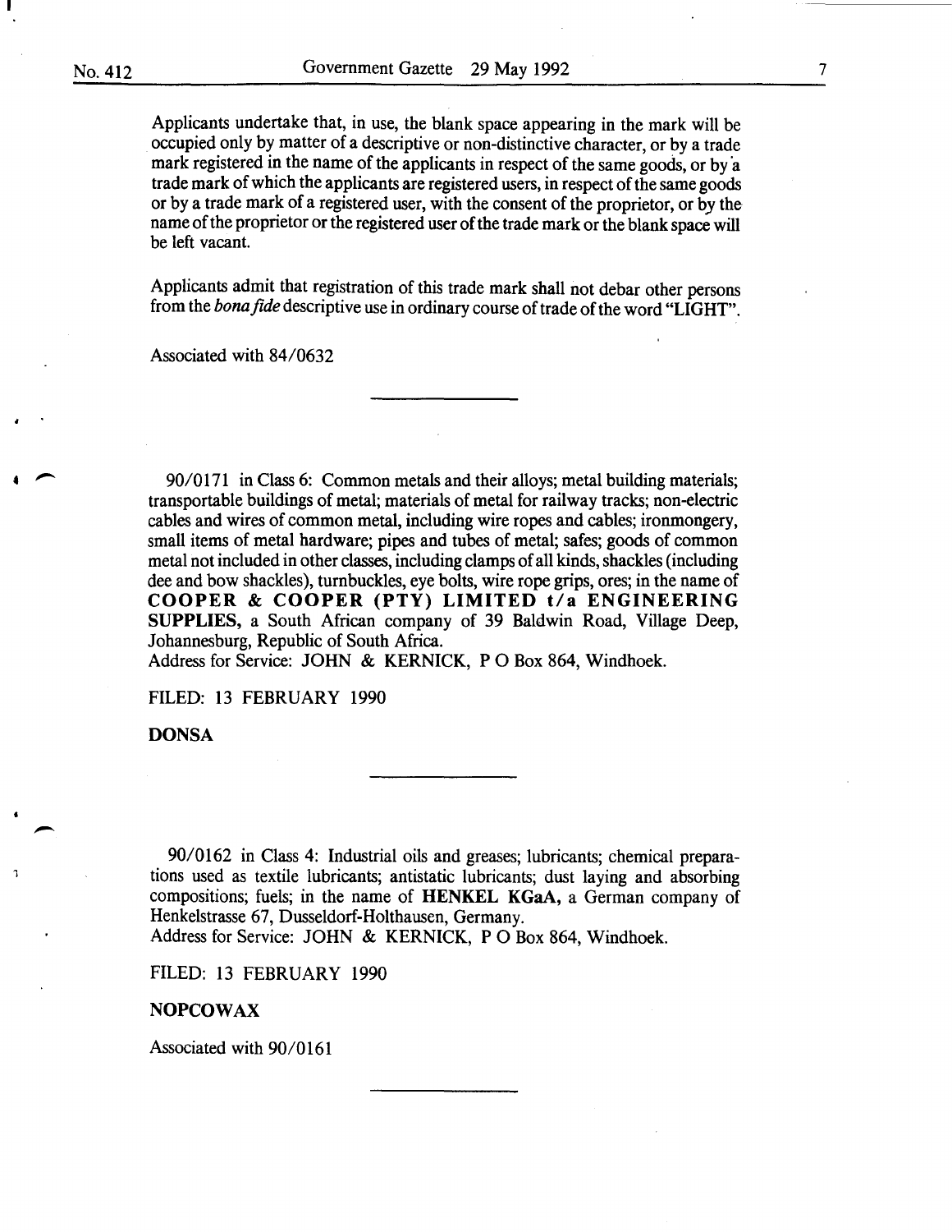Applicants undertake that, in use, the blank space appearing in the mark will be occupied only by matter of a descriptive or non-distinctive character, or by a trade mark registered in the name of the applicants in respect of the same goods, or by a trade mark of which the applicants are registered users, in respect of the same goods or by a trade mark of a registered user, with the consent of the proprietor, or by the name of the proprietor or the registered user of the trade mark or the blank space will be left vacant.

Applicants admit that registration of this trade mark shall not debar other persons from the *bona fide* descriptive use in ordinary course of trade of the word "LIGHT".

Associated with 84/0632

---

90/0171 in Class 6: Common metals and their alloys; metal building materials; transportable buildings of metal; materials of metal for railway tracks; non-electric cables and wires of common metal, including wire ropes and cables; ironmongery, small items of metal hardware; pipes and tubes of metal; safes; goods of common metal not included in other classes, including clamps of all kinds, shackles (including dee and bow shackles), turnbuckles, eye bolts, wire rope grips, ores; in the name of **COOPER & COOPER (PTY) LIMITED t/a ENGINEERING SUPPLIES,** a South African company of 39 Baldwin Road, Village Deep, Johannesburg, Republic of South Africa.
Address for Service: JOHN & KERNICK, P O Box 864, Windhoek.

FILED: 13 FEBRUARY 1990

**DONSA**

---

90/0162 in Class 4: Industrial oils and greases; lubricants; chemical preparations used as textile lubricants; antistatic lubricants; dust laying and absorbing compositions; fuels; in the name of **HENKEL KGaA,** a German company of Henkelstrasse 67, Dusseldorf-Holthausen, Germany.
Address for Service: JOHN & KERNICK, P O Box 864, Windhoek.

FILED: 13 FEBRUARY 1990

**NOPCOWAX**

Associated with 90/0161

---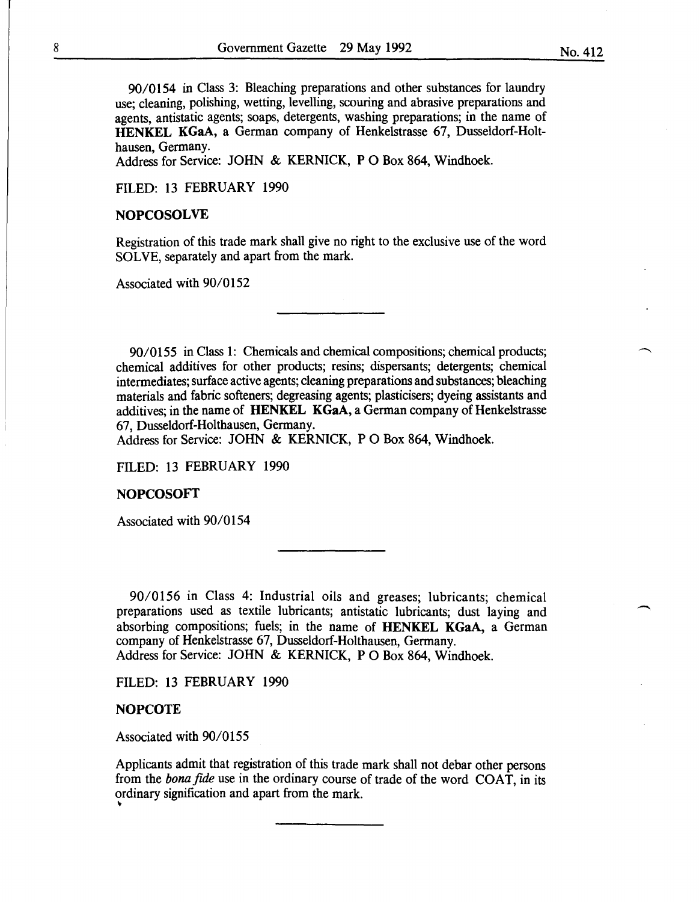90/0154 in Class 3: Bleaching preparations and other substances for laundry use; cleaning, polishing, wetting, levelling, scouring and abrasive preparations and agents, antistatic agents; soaps, detergents, washing preparations; in the name of **HENKEL KGaA,** a German company of Henkelstrasse 67, Dusseldorf-Holthausen, Germany.
Address for Service: JOHN & KERNICK, P O Box 864, Windhoek.

FILED: 13 FEBRUARY 1990

**NOPCOSOLVE**

Registration of this trade mark shall give no right to the exclusive use of the word SOLVE, separately and apart from the mark.

Associated with 90/0152

---

90/0155 in Class 1: Chemicals and chemical compositions; chemical products; chemical additives for other products; resins; dispersants; detergents; chemical intermediates; surface active agents; cleaning preparations and substances; bleaching materials and fabric softeners; degreasing agents; plasticisers; dyeing assistants and additives; in the name of **HENKEL KGaA,** a German company of Henkelstrasse 67, Dusseldorf-Holthausen, Germany.
Address for Service: JOHN & KERNICK, P O Box 864, Windhoek.

FILED: 13 FEBRUARY 1990

**NOPCOSOFT**

Associated with 90/0154

---

90/0156 in Class 4: Industrial oils and greases; lubricants; chemical preparations used as textile lubricants; antistatic lubricants; dust laying and absorbing compositions; fuels; in the name of **HENKEL KGaA,** a German company of Henkelstrasse 67, Dusseldorf-Holthausen, Germany.
Address for Service: JOHN & KERNICK, P O Box 864, Windhoek.

FILED: 13 FEBRUARY 1990

**NOPCOTE**

Associated with 90/0155

Applicants admit that registration of this trade mark shall not debar other persons from the *bona fide* use in the ordinary course of trade of the word COAT, in its ordinary signification and apart from the mark.

---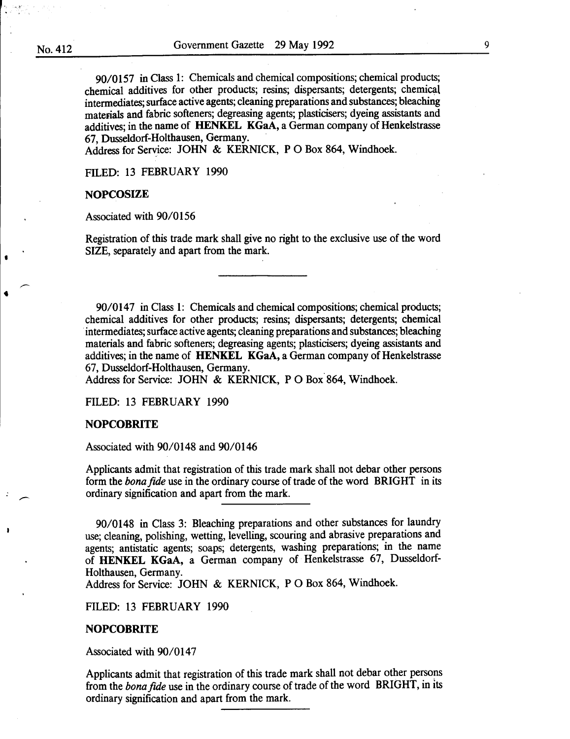90/0157 in Class 1: Chemicals and chemical compositions; chemical products; chemical additives for other products; resins; dispersants; detergents; chemical intermediates; surface active agents; cleaning preparations and substances; bleaching materials and fabric softeners; degreasing agents; plasticisers; dyeing assistants and additives; in the name of **HENKEL KGaA,** a German company of Henkelstrasse 67, Dusseldorf-Holthausen, Germany.
Address for Service: JOHN & KERNICK, P O Box 864, Windhoek.

FILED: 13 FEBRUARY 1990

**NOPCOSIZE**

Associated with 90/0156

Registration of this trade mark shall give no right to the exclusive use of the word SIZE, separately and apart from the mark.

---

90/0147 in Class 1: Chemicals and chemical compositions; chemical products; chemical additives for other products; resins; dispersants; detergents; chemical intermediates; surface active agents; cleaning preparations and substances; bleaching materials and fabric softeners; degreasing agents; plasticisers; dyeing assistants and additives; in the name of **HENKEL KGaA,** a German company of Henkelstrasse 67, Dusseldorf-Holthausen, Germany.
Address for Service: JOHN & KERNICK, P O Box 864, Windhoek.

FILED: 13 FEBRUARY 1990

**NOPCOBRITE**

Associated with 90/0148 and 90/0146

Applicants admit that registration of this trade mark shall not debar other persons form the *bona fide* use in the ordinary course of trade of the word BRIGHT in its ordinary signification and apart from the mark.

---

90/0148 in Class 3: Bleaching preparations and other substances for laundry use; cleaning, polishing, wetting, levelling, scouring and abrasive preparations and agents; antistatic agents; soaps; detergents, washing preparations; in the name of **HENKEL KGaA,** a German company of Henkelstrasse 67, Dusseldorf-Holthausen, Germany.
Address for Service: JOHN & KERNICK, P O Box 864, Windhoek.

FILED: 13 FEBRUARY 1990

**NOPCOBRITE**

Associated with 90/0147

Applicants admit that registration of this trade mark shall not debar other persons from the *bona fide* use in the ordinary course of trade of the word BRIGHT, in its ordinary signification and apart from the mark.

---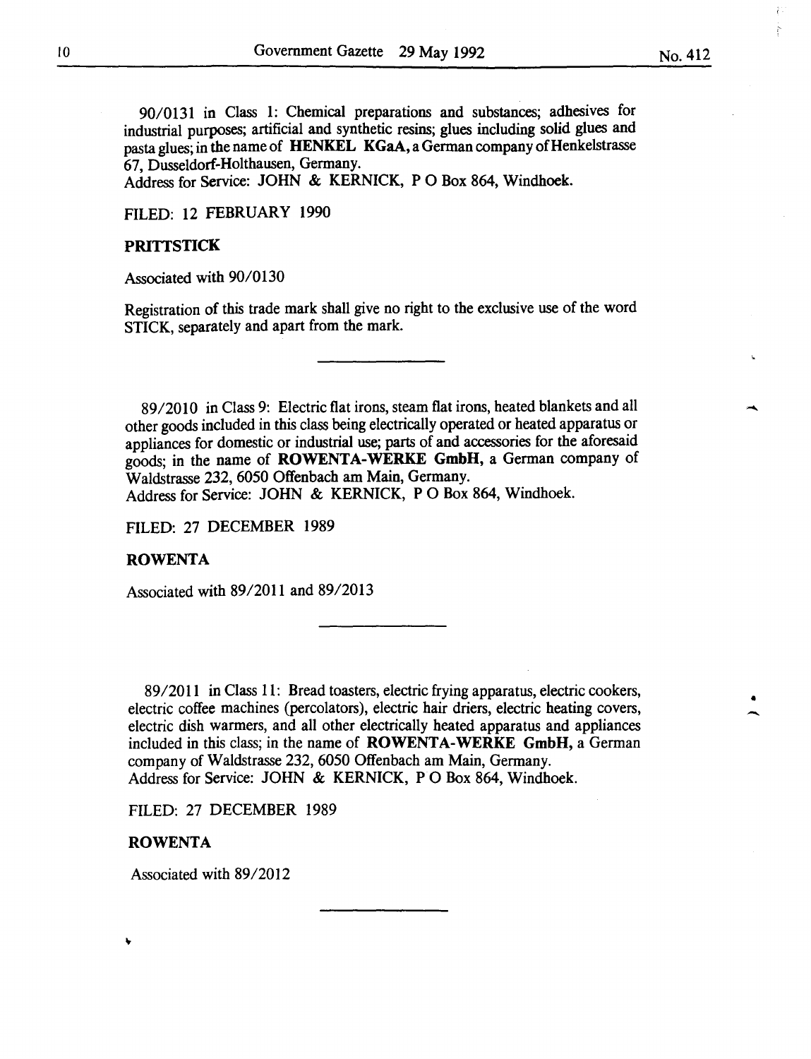90/0131 in Class 1: Chemical preparations and substances; adhesives for industrial purposes; artificial and synthetic resins; glues including solid glues and pasta glues; in the name of **HENKEL KGaA,** a German company of Henkelstrasse 67, Dusseldorf-Holthausen, Germany.
Address for Service: JOHN & KERNICK, P O Box 864, Windhoek.

FILED: 12 FEBRUARY 1990

**PRITTSTICK**

Associated with 90/0130

Registration of this trade mark shall give no right to the exclusive use of the word STICK, separately and apart from the mark.

---

89/2010 in Class 9: Electric flat irons, steam flat irons, heated blankets and all other goods included in this class being electrically operated or heated apparatus or appliances for domestic or industrial use; parts of and accessories for the aforesaid goods; in the name of **ROWENTA-WERKE GmbH,** a German company of Waldstrasse 232, 6050 Offenbach am Main, Germany.
Address for Service: JOHN & KERNICK, P O Box 864, Windhoek.

FILED: 27 DECEMBER 1989

**ROWENTA**

Associated with 89/2011 and 89/2013

---

89/2011 in Class 11: Bread toasters, electric frying apparatus, electric cookers, electric coffee machines (percolators), electric hair driers, electric heating covers, electric dish warmers, and all other electrically heated apparatus and appliances included in this class; in the name of **ROWENTA-WERKE GmbH,** a German company of Waldstrasse 232, 6050 Offenbach am Main, Germany.
Address for Service: JOHN & KERNICK, P O Box 864, Windhoek.

FILED: 27 DECEMBER 1989

**ROWENTA**

Associated with 89/2012

---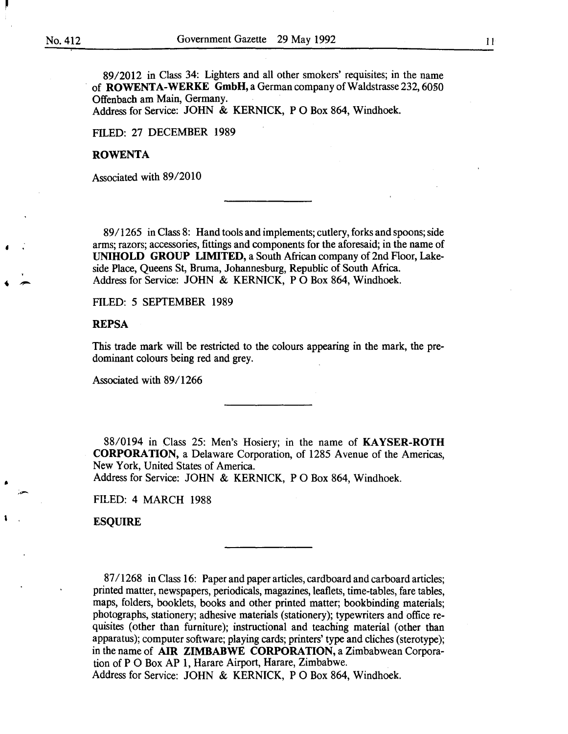89/2012 in Class 34: Lighters and all other smokers' requisites; in the name of **ROWENTA-WERKE GmbH,** a German company of Waldstrasse 232, 6050 Offenbach am Main, Germany.
Address for Service: JOHN & KERNICK, P O Box 864, Windhoek.

FILED: 27 DECEMBER 1989

**ROWENTA**

Associated with 89/2010

---

89/1265 in Class 8: Hand tools and implements; cutlery, forks and spoons; side arms; razors; accessories, fittings and components for the aforesaid; in the name of **UNIHOLD GROUP LIMITED,** a South African company of 2nd Floor, Lakeside Place, Queens St, Bruma, Johannesburg, Republic of South Africa.
Address for Service: JOHN & KERNICK, P O Box 864, Windhoek.

FILED: 5 SEPTEMBER 1989

**REPSA**

This trade mark will be restricted to the colours appearing in the mark, the predominant colours being red and grey.

Associated with 89/1266

---

88/0194 in Class 25: Men's Hosiery; in the name of **KAYSER-ROTH CORPORATION,** a Delaware Corporation, of 1285 Avenue of the Americas, New York, United States of America.
Address for Service: JOHN & KERNICK, P O Box 864, Windhoek.

FILED: 4 MARCH 1988

**ESQUIRE**

---

87/1268 in Class 16: Paper and paper articles, cardboard and carboard articles; printed matter, newspapers, periodicals, magazines, leaflets, time-tables, fare tables, maps, folders, booklets, books and other printed matter; bookbinding materials; photographs, stationery; adhesive materials (stationery); typewriters and office requisites (other than furniture); instructional and teaching material (other than apparatus); computer software; playing cards; printers' type and cliches (sterotype); in the name of **AIR ZIMBABWE CORPORATION,** a Zimbabwean Corporation of P O Box AP 1, Harare Airport, Harare, Zimbabwe.
Address for Service: JOHN & KERNICK, P O Box 864, Windhoek.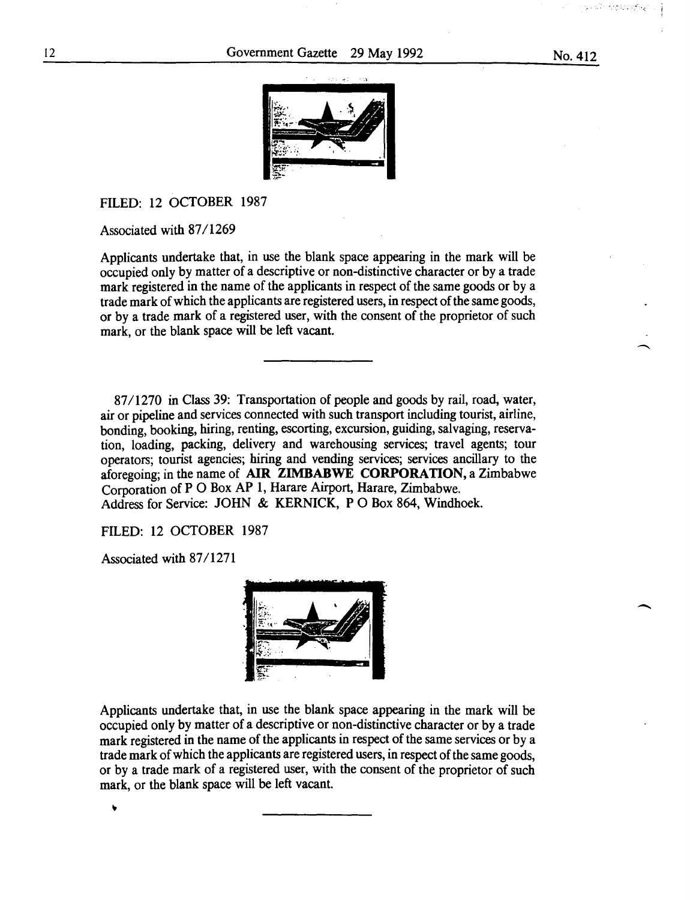FILED: 12 OCTOBER 1987

Associated with 87/1269

Applicants undertake that, in use the blank space appearing in the mark will be occupied only by matter of a descriptive or non-distinctive character or by a trade mark registered in the name of the applicants in respect of the same goods or by a trade mark of which the applicants are registered users, in respect of the same goods, or by a trade mark of a registered user, with the consent of the proprietor of such mark, or the blank space will be left vacant.

---

87/1270 in Class 39: Transportation of people and goods by rail, road, water, air or pipeline and services connected with such transport including tourist, airline, bonding, booking, hiring, renting, escorting, excursion, guiding, salvaging, reservation, loading, packing, delivery and warehousing services; travel agents; tour operators; tourist agencies; hiring and vending services; services ancillary to the aforegoing; in the name of **AIR ZIMBABWE CORPORATION,** a Zimbabwe Corporation of P O Box AP 1, Harare Airport, Harare, Zimbabwe.
Address for Service: JOHN & KERNICK, P O Box 864, Windhoek.

FILED: 12 OCTOBER 1987

Associated with 87/1271

Applicants undertake that, in use the blank space appearing in the mark will be occupied only by matter of a descriptive or non-distinctive character or by a trade mark registered in the name of the applicants in respect of the same services or by a trade mark of which the applicants are registered users, in respect of the same goods, or by a trade mark of a registered user, with the consent of the proprietor of such mark, or the blank space will be left vacant.

---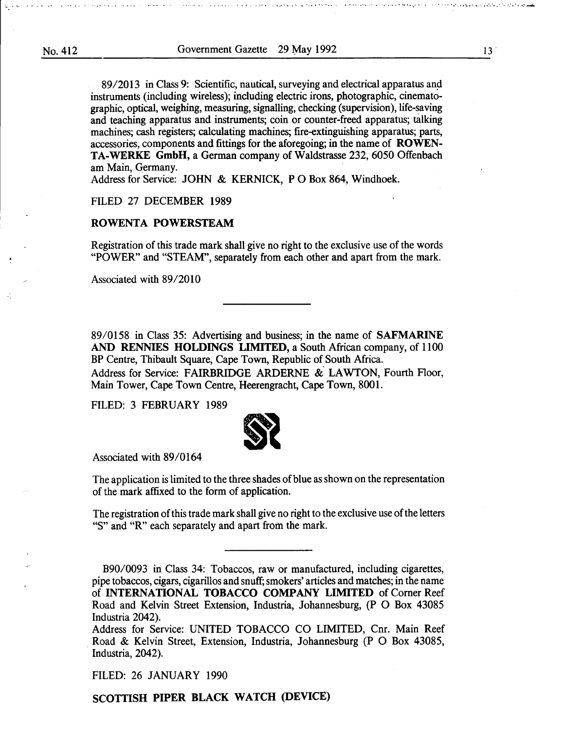89/2013 in Class 9: Scientific, nautical, surveying and electrical apparatus and instruments (including wireless); including electric irons, photographic, cinematographic, optical, weighing, measuring, signalling, checking (supervision), life-saving and teaching apparatus and instruments; coin or counter-freed apparatus; talking machines; cash registers; calculating machines; fire-extinguishing apparatus; parts, accessories, components and fittings for the aforegoing; in the name of **ROWENTA-WERKE GmbH**, a German company of Waldstrasse 232, 6050 Offenbach am Main, Germany.
Address for Service: JOHN & KERNICK, P O Box 864, Windhoek.

FILED 27 DECEMBER 1989

**ROWENTA POWERSTEAM**

Registration of this trade mark shall give no right to the exclusive use of the words "POWER" and "STEAM", separately from each other and apart from the mark.

Associated with 89/2010

---

89/0158 in Class 35: Advertising and business; in the name of **SAFMARINE AND RENNIES HOLDINGS LIMITED**, a South African company, of 1100 BP Centre, Thibault Square, Cape Town, Republic of South Africa.
Address for Service: FAIRBRIDGE ARDERNE & LAWTON, Fourth Floor, Main Tower, Cape Town Centre, Heerengracht, Cape Town, 8001.

FILED: 3 FEBRUARY 1989

Associated with 89/0164

The application is limited to the three shades of blue as shown on the representation of the mark affixed to the form of application.

The registration of this trade mark shall give no right to the exclusive use of the letters "S" and "R" each separately and apart from the mark.

---

B90/0093 in Class 34: Tobaccos, raw or manufactured, including cigarettes, pipe tobaccos, cigars, cigarillos and snuff; smokers' articles and matches; in the name of **INTERNATIONAL TOBACCO COMPANY LIMITED** of Corner Reef Road and Kelvin Street Extension, Industria, Johannesburg, (P O Box 43085 Industria 2042).
Address for Service: UNITED TOBACCO CO LIMITED, Cnr. Main Reef Road & Kelvin Street, Extension, Industria, Johannesburg (P O Box 43085, Industria, 2042).

FILED: 26 JANUARY 1990

**SCOTTISH PIPER BLACK WATCH (DEVICE)**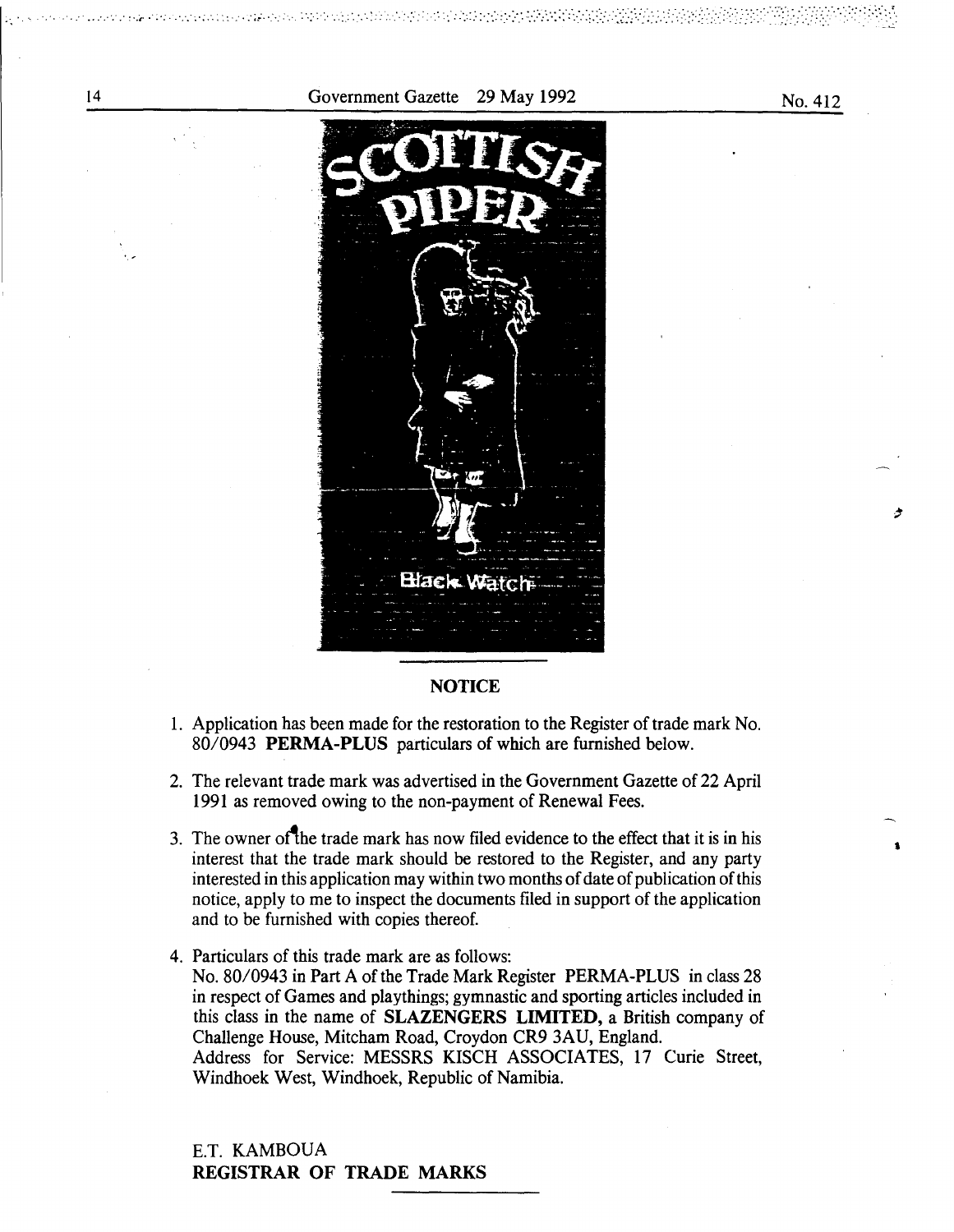SCOTTISH PIPER

Black Watch

## NOTICE

1. Application has been made for the restoration to the Register of trade mark No. 80/0943 **PERMA-PLUS** particulars of which are furnished below.

2. The relevant trade mark was advertised in the Government Gazette of 22 April 1991 as removed owing to the non-payment of Renewal Fees.

3. The owner of the trade mark has now filed evidence to the effect that it is in his interest that the trade mark should be restored to the Register, and any party interested in this application may within two months of date of publication of this notice, apply to me to inspect the documents filed in support of the application and to be furnished with copies thereof.

4. Particulars of this trade mark are as follows:
   No. 80/0943 in Part A of the Trade Mark Register PERMA-PLUS in class 28 in respect of Games and playthings; gymnastic and sporting articles included in this class in the name of **SLAZENGERS LIMITED,** a British company of Challenge House, Mitcham Road, Croydon CR9 3AU, England.
   Address for Service: MESSRS KISCH ASSOCIATES, 17 Curie Street, Windhoek West, Windhoek, Republic of Namibia.

E.T. KAMBOUA
**REGISTRAR OF TRADE MARKS**